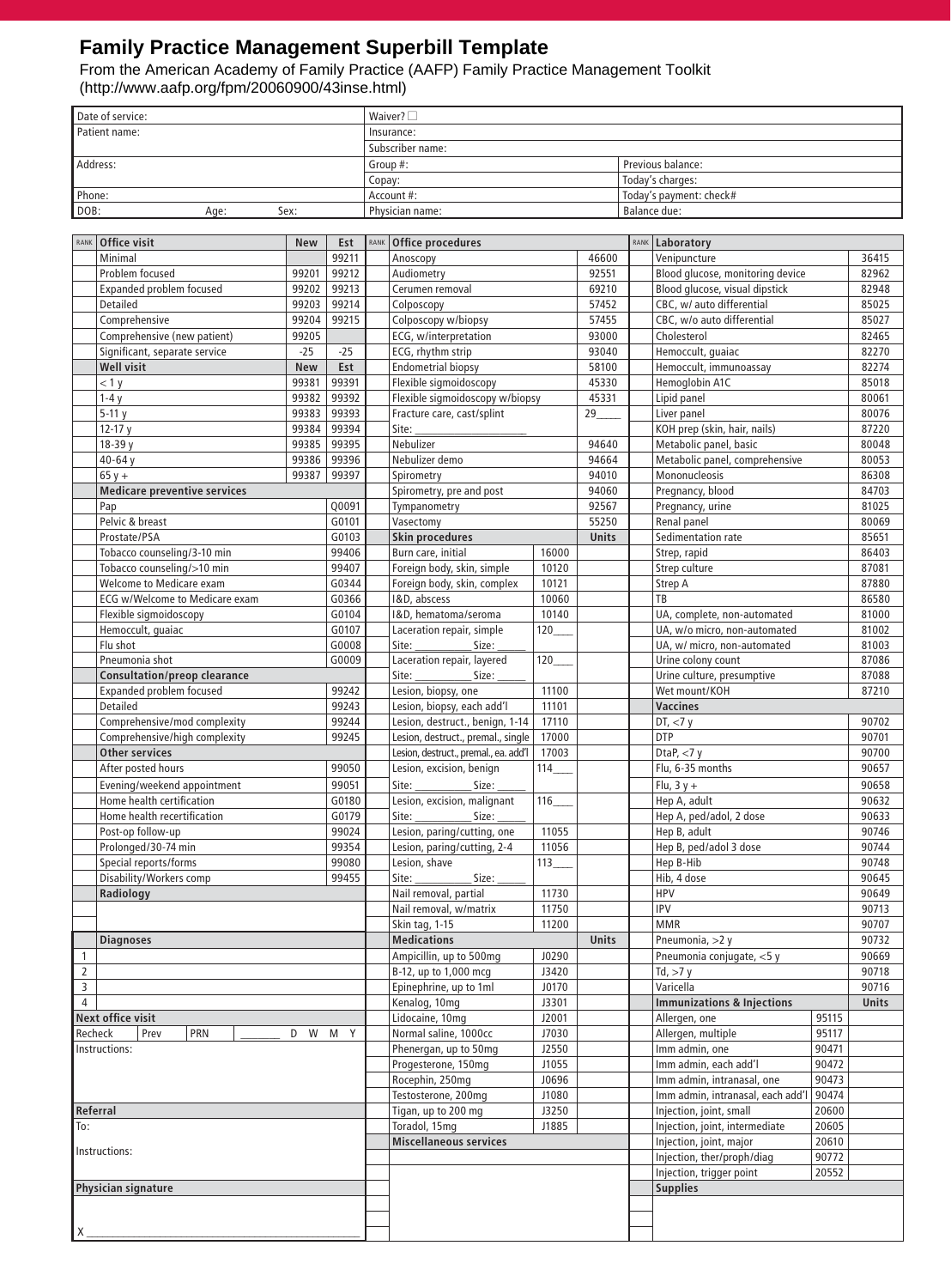# Family Practice Management Superbill Template

From the American Academy of Family Practice (AAFP) Family Practice Management Toolkit
(http://www.aafp.org/fpm/20060900/43inse.html)

| | | |
|---|---|---|
| Date of service: | Waiver? ☐ | |
| Patient name: | Insurance: | |
| | Subscriber name: | |
| Address: | Group #: | Previous balance: |
| | Copay: | Today's charges: |
| Phone: | Account #: | Today's payment: check# |
| DOB: Age: Sex: | Physician name: | Balance due: |

| RANK | Office visit | New | Est |
|---|---|---|---|
| | Minimal | | 99211 |
| | Problem focused | 99201 | 99212 |
| | Expanded problem focused | 99202 | 99213 |
| | Detailed | 99203 | 99214 |
| | Comprehensive | 99204 | 99215 |
| | Comprehensive (new patient) | 99205 | |
| | Significant, separate service | -25 | -25 |
| | **Well visit** | **New** | **Est** |
| | < 1 y | 99381 | 99391 |
| | 1-4 y | 99382 | 99392 |
| | 5-11 y | 99383 | 99393 |
| | 12-17 y | 99384 | 99394 |
| | 18-39 y | 99385 | 99395 |
| | 40-64 y | 99386 | 99396 |
| | 65 y + | 99387 | 99397 |
| | **Medicare preventive services** | | |
| | Pap | | Q0091 |
| | Pelvic & breast | | G0101 |
| | Prostate/PSA | | G0103 |
| | Tobacco counseling/3-10 min | | 99406 |
| | Tobacco counseling/>10 min | | 99407 |
| | Welcome to Medicare exam | | G0344 |
| | ECG w/Welcome to Medicare exam | | G0366 |
| | Flexible sigmoidoscopy | | G0104 |
| | Hemoccult, guaiac | | G0107 |
| | Flu shot | | G0008 |
| | Pneumonia shot | | G0009 |
| | **Consultation/preop clearance** | | |
| | Expanded problem focused | | 99242 |
| | Detailed | | 99243 |
| | Comprehensive/mod complexity | | 99244 |
| | Comprehensive/high complexity | | 99245 |
| | **Other services** | | |
| | After posted hours | | 99050 |
| | Evening/weekend appointment | | 99051 |
| | Home health certification | | G0180 |
| | Home health recertification | | G0179 |
| | Post-op follow-up | | 99024 |
| | Prolonged/30-74 min | | 99354 |
| | Special reports/forms | | 99080 |
| | Disability/Workers comp | | 99455 |
| | **Radiology** | | |
| | | | |
| | | | |

| | Diagnoses |
|---|---|
| 1 | |
| 2 | |
| 3 | |
| 4 | |

**Next office visit**

Recheck | Prev | PRN | ______ D W M Y

Instructions:

**Referral**

To:

Instructions:

**Physician signature**

X ______________________________

| RANK | Office procedures | | |
|---|---|---|---|
| | Anoscopy | | 46600 |
| | Audiometry | | 92551 |
| | Cerumen removal | | 69210 |
| | Colposcopy | | 57452 |
| | Colposcopy w/biopsy | | 57455 |
| | ECG, w/interpretation | | 93000 |
| | ECG, rhythm strip | | 93040 |
| | Endometrial biopsy | | 58100 |
| | Flexible sigmoidoscopy | | 45330 |
| | Flexible sigmoidoscopy w/biopsy | | 45331 |
| | Fracture care, cast/splint | | 29____ |
| | Site: ______________ | | |
| | Nebulizer | | 94640 |
| | Nebulizer demo | | 94664 |
| | Spirometry | | 94010 |
| | Spirometry, pre and post | | 94060 |
| | Tympanometry | | 92567 |
| | Vasectomy | | 55250 |
| | **Skin procedures** | | **Units** |
| | Burn care, initial | 16000 | |
| | Foreign body, skin, simple | 10120 | |
| | Foreign body, skin, complex | 10121 | |
| | I&D, abscess | 10060 | |
| | I&D, hematoma/seroma | 10140 | |
| | Laceration repair, simple | 120___ | |
| | Site: ________ Size: _____ | | |
| | Laceration repair, layered | 120___ | |
| | Site: ________ Size: _____ | | |
| | Lesion, biopsy, one | 11100 | |
| | Lesion, biopsy, each add'l | 11101 | |
| | Lesion, destruct., benign, 1-14 | 17110 | |
| | Lesion, destruct., premal., single | 17000 | |
| | Lesion, destruct., premal., ea. add'l | 17003 | |
| | Lesion, excision, benign | 114___ | |
| | Site: ________ Size: _____ | | |
| | Lesion, excision, malignant | 116___ | |
| | Site: ________ Size: _____ | | |
| | Lesion, paring/cutting, one | 11055 | |
| | Lesion, paring/cutting, 2-4 | 11056 | |
| | Lesion, shave | 113___ | |
| | Site: ________ Size: _____ | | |
| | Nail removal, partial | 11730 | |
| | Nail removal, w/matrix | 11750 | |
| | Skin tag, 1-15 | 11200 | |
| | **Medications** | | **Units** |
| | Ampicillin, up to 500mg | J0290 | |
| | B-12, up to 1,000 mcg | J3420 | |
| | Epinephrine, up to 1ml | J0170 | |
| | Kenalog, 10mg | J3301 | |
| | Lidocaine, 10mg | J2001 | |
| | Normal saline, 1000cc | J7030 | |
| | Phenergan, up to 50mg | J2550 | |
| | Progesterone, 150mg | J1055 | |
| | Rocephin, 250mg | J0696 | |
| | Testosterone, 200mg | J1080 | |
| | Tigan, up to 200 mg | J3250 | |
| | Toradol, 15mg | J1885 | |
| | **Miscellaneous services** | | |
| | | | |
| | | | |
| | | | |
| | | | |
| | | | |

| RANK | Laboratory | | |
|---|---|---|---|
| | Venipuncture | | 36415 |
| | Blood glucose, monitoring device | | 82962 |
| | Blood glucose, visual dipstick | | 82948 |
| | CBC, w/ auto differential | | 85025 |
| | CBC, w/o auto differential | | 85027 |
| | Cholesterol | | 82465 |
| | Hemoccult, guaiac | | 82270 |
| | Hemoccult, immunoassay | | 82274 |
| | Hemoglobin A1C | | 85018 |
| | Lipid panel | | 80061 |
| | Liver panel | | 80076 |
| | KOH prep (skin, hair, nails) | | 87220 |
| | Metabolic panel, basic | | 80048 |
| | Metabolic panel, comprehensive | | 80053 |
| | Mononucleosis | | 86308 |
| | Pregnancy, blood | | 84703 |
| | Pregnancy, urine | | 81025 |
| | Renal panel | | 80069 |
| | Sedimentation rate | | 85651 |
| | Strep, rapid | | 86403 |
| | Strep culture | | 87081 |
| | Strep A | | 87880 |
| | TB | | 86580 |
| | UA, complete, non-automated | | 81000 |
| | UA, w/o micro, non-automated | | 81002 |
| | UA, w/ micro, non-automated | | 81003 |
| | Urine colony count | | 87086 |
| | Urine culture, presumptive | | 87088 |
| | Wet mount/KOH | | 87210 |
| | **Vaccines** | | |
| | DT, <7 y | | 90702 |
| | DTP | | 90701 |
| | DtaP, <7 y | | 90700 |
| | Flu, 6-35 months | | 90657 |
| | Flu, 3 y + | | 90658 |
| | Hep A, adult | | 90632 |
| | Hep A, ped/adol, 2 dose | | 90633 |
| | Hep B, adult | | 90746 |
| | Hep B, ped/adol 3 dose | | 90744 |
| | Hep B-Hib | | 90748 |
| | Hib, 4 dose | | 90645 |
| | HPV | | 90649 |
| | IPV | | 90713 |
| | MMR | | 90707 |
| | Pneumonia, >2 y | | 90732 |
| | Pneumonia conjugate, <5 y | | 90669 |
| | Td, >7 y | | 90718 |
| | Varicella | | 90716 |
| | **Immunizations & Injections** | | **Units** |
| | Allergen, one | 95115 | |
| | Allergen, multiple | 95117 | |
| | Imm admin, one | 90471 | |
| | Imm admin, each add'l | 90472 | |
| | Imm admin, intranasal, one | 90473 | |
| | Imm admin, intranasal, each add'l | 90474 | |
| | Injection, joint, small | 20600 | |
| | Injection, joint, intermediate | 20605 | |
| | Injection, joint, major | 20610 | |
| | Injection, ther/proph/diag | 90772 | |
| | Injection, trigger point | 20552 | |
| | **Supplies** | | |
| | | | |
| | | | |
| | | | |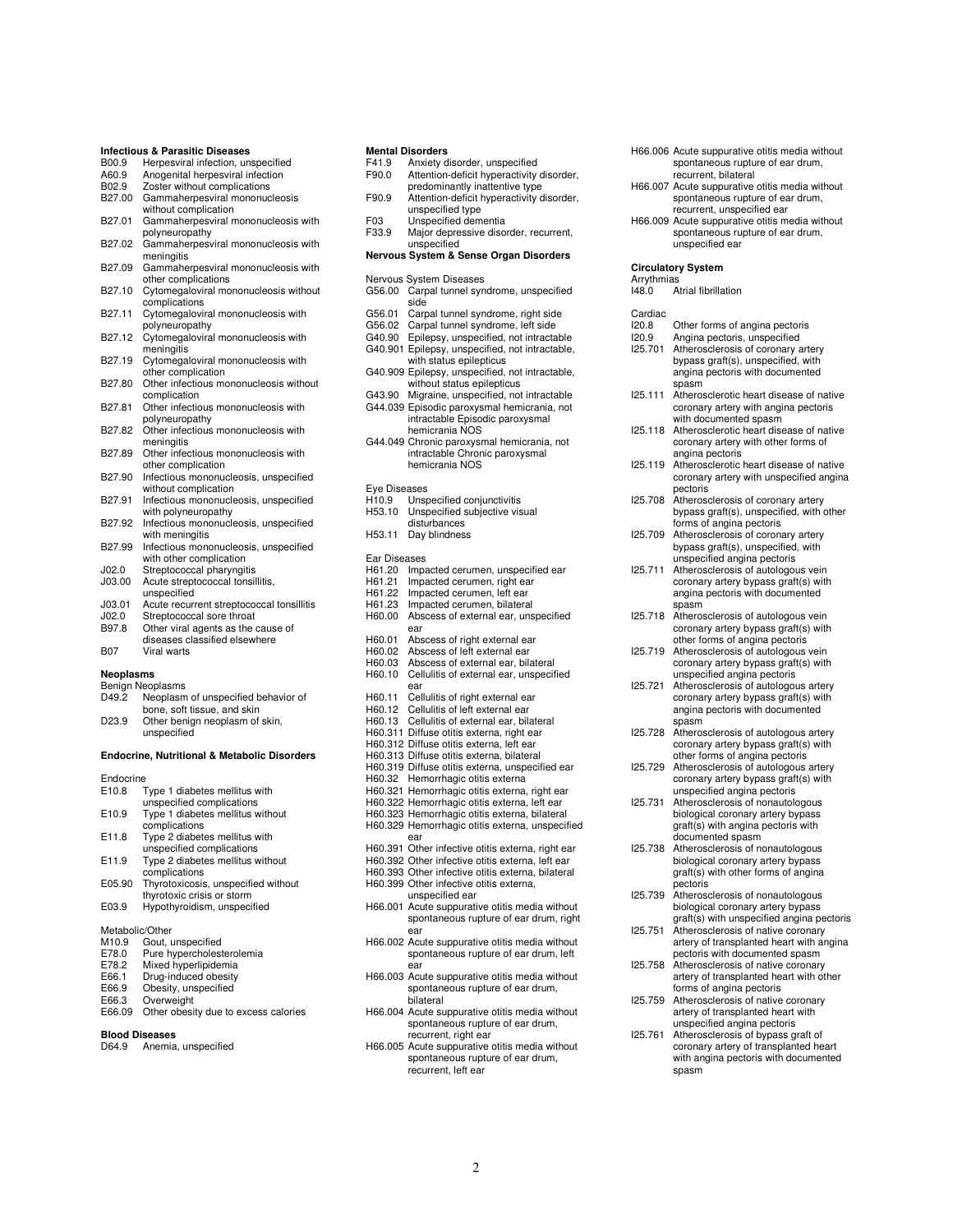## Infectious & Parasitic Diseases

B00.9 Herpesviral infection, unspecified
A60.9 Anogenital herpesviral infection
B02.9 Zoster without complications
B27.00 Gammaherpesviral mononucleosis without complication
B27.01 Gammaherpesviral mononucleosis with polyneuropathy
B27.02 Gammaherpesviral mononucleosis with meningitis
B27.09 Gammaherpesviral mononucleosis with other complications
B27.10 Cytomegaloviral mononucleosis without complications
B27.11 Cytomegaloviral mononucleosis with polyneuropathy
B27.12 Cytomegaloviral mononucleosis with meningitis
B27.19 Cytomegaloviral mononucleosis with other complication
B27.80 Other infectious mononucleosis without complication
B27.81 Other infectious mononucleosis with polyneuropathy
B27.82 Other infectious mononucleosis with meningitis
B27.89 Other infectious mononucleosis with other complication
B27.90 Infectious mononucleosis, unspecified without complication
B27.91 Infectious mononucleosis, unspecified with polyneuropathy
B27.92 Infectious mononucleosis, unspecified with meningitis
B27.99 Infectious mononucleosis, unspecified with other complication
J02.0 Streptococcal pharyngitis
J03.00 Acute streptococcal tonsillitis, unspecified
J03.01 Acute recurrent streptococcal tonsillitis
J02.0 Streptococcal sore throat
B97.8 Other viral agents as the cause of diseases classified elsewhere
B07 Viral warts

## Neoplasms

Benign Neoplasms
D49.2 Neoplasm of unspecified behavior of bone, soft tissue, and skin
D23.9 Other benign neoplasm of skin, unspecified

## Endocrine, Nutritional & Metabolic Disorders

Endocrine
E10.8 Type 1 diabetes mellitus with unspecified complications
E10.9 Type 1 diabetes mellitus without complications
E11.8 Type 2 diabetes mellitus with unspecified complications
E11.9 Type 2 diabetes mellitus without complications
E05.90 Thyrotoxicosis, unspecified without thyrotoxic crisis or storm
E03.9 Hypothyroidism, unspecified

Metabolic/Other
M10.9 Gout, unspecified
E78.0 Pure hypercholesterolemia
E78.2 Mixed hyperlipidemia
E66.1 Drug-induced obesity
E66.9 Obesity, unspecified
E66.3 Overweight
E66.09 Other obesity due to excess calories

## Blood Diseases

D64.9 Anemia, unspecified

## Mental Disorders

F41.9 Anxiety disorder, unspecified
F90.0 Attention-deficit hyperactivity disorder, predominantly inattentive type
F90.9 Attention-deficit hyperactivity disorder, unspecified type
F03 Unspecified dementia
F33.9 Major depressive disorder, recurrent, unspecified

## Nervous System & Sense Organ Disorders

Nervous System Diseases
G56.00 Carpal tunnel syndrome, unspecified side
G56.01 Carpal tunnel syndrome, right side
G56.02 Carpal tunnel syndrome, left side
G40.90 Epilepsy, unspecified, not intractable
G40.901 Epilepsy, unspecified, not intractable, with status epilepticus
G40.909 Epilepsy, unspecified, not intractable, without status epilepticus
G43.90 Migraine, unspecified, not intractable
G44.039 Episodic paroxysmal hemicrania, not intractable Episodic paroxysmal hemicrania NOS
G44.049 Chronic paroxysmal hemicrania, not intractable Chronic paroxysmal hemicrania NOS

Eye Diseases
H10.9 Unspecified conjunctivitis
H53.10 Unspecified subjective visual disturbances
H53.11 Day blindness

Ear Diseases
H61.20 Impacted cerumen, unspecified ear
H61.21 Impacted cerumen, right ear
H61.22 Impacted cerumen, left ear
H61.23 Impacted cerumen, bilateral
H60.00 Abscess of external ear, unspecified ear
H60.01 Abscess of right external ear
H60.02 Abscess of left external ear
H60.03 Abscess of external ear, bilateral
H60.10 Cellulitis of external ear, unspecified ear
H60.11 Cellulitis of right external ear
H60.12 Cellulitis of left external ear
H60.13 Cellulitis of external ear, bilateral
H60.311 Diffuse otitis externa, right ear
H60.312 Diffuse otitis externa, left ear
H60.313 Diffuse otitis externa, bilateral
H60.319 Diffuse otitis externa, unspecified ear
H60.32 Hemorrhagic otitis externa
H60.321 Hemorrhagic otitis externa, right ear
H60.322 Hemorrhagic otitis externa, left ear
H60.323 Hemorrhagic otitis externa, bilateral
H60.329 Hemorrhagic otitis externa, unspecified ear
H60.391 Other infective otitis externa, right ear
H60.392 Other infective otitis externa, left ear
H60.393 Other infective otitis externa, bilateral
H60.399 Other infective otitis externa, unspecified ear
H66.001 Acute suppurative otitis media without spontaneous rupture of ear drum, right ear
H66.002 Acute suppurative otitis media without spontaneous rupture of ear drum, left ear
H66.003 Acute suppurative otitis media without spontaneous rupture of ear drum, bilateral
H66.004 Acute suppurative otitis media without spontaneous rupture of ear drum, recurrent, right ear
H66.005 Acute suppurative otitis media without spontaneous rupture of ear drum, recurrent, left ear
H66.006 Acute suppurative otitis media without spontaneous rupture of ear drum, recurrent, bilateral
H66.007 Acute suppurative otitis media without spontaneous rupture of ear drum, recurrent, unspecified ear
H66.009 Acute suppurative otitis media without spontaneous rupture of ear drum, unspecified ear

## Circulatory System

Arrythmias
I48.0 Atrial fibrillation

Cardiac
I20.8 Other forms of angina pectoris
I20.9 Angina pectoris, unspecified
I25.701 Atherosclerosis of coronary artery bypass graft(s), unspecified, with angina pectoris with documented spasm
I25.111 Atherosclerotic heart disease of native coronary artery with angina pectoris with documented spasm
I25.118 Atherosclerotic heart disease of native coronary artery with other forms of angina pectoris
I25.119 Atherosclerotic heart disease of native coronary artery with unspecified angina pectoris
I25.708 Atherosclerosis of coronary artery bypass graft(s), unspecified, with other forms of angina pectoris
I25.709 Atherosclerosis of coronary artery bypass graft(s), unspecified, with unspecified angina pectoris
I25.711 Atherosclerosis of autologous vein coronary artery bypass graft(s) with angina pectoris with documented spasm
I25.718 Atherosclerosis of autologous vein coronary artery bypass graft(s) with other forms of angina pectoris
I25.719 Atherosclerosis of autologous vein coronary artery bypass graft(s) with unspecified angina pectoris
I25.721 Atherosclerosis of autologous artery coronary artery bypass graft(s) with angina pectoris with documented spasm
I25.728 Atherosclerosis of autologous artery coronary artery bypass graft(s) with other forms of angina pectoris
I25.729 Atherosclerosis of autologous artery coronary artery bypass graft(s) with unspecified angina pectoris
I25.731 Atherosclerosis of nonautologous biological coronary artery bypass graft(s) with angina pectoris with documented spasm
I25.738 Atherosclerosis of nonautologous biological coronary artery bypass graft(s) with other forms of angina pectoris
I25.739 Atherosclerosis of nonautologous biological coronary artery bypass graft(s) with unspecified angina pectoris
I25.751 Atherosclerosis of native coronary artery of transplanted heart with angina pectoris with documented spasm
I25.758 Atherosclerosis of native coronary artery of transplanted heart with other forms of angina pectoris
I25.759 Atherosclerosis of native coronary artery of transplanted heart with unspecified angina pectoris
I25.761 Atherosclerosis of bypass graft of coronary artery of transplanted heart with angina pectoris with documented spasm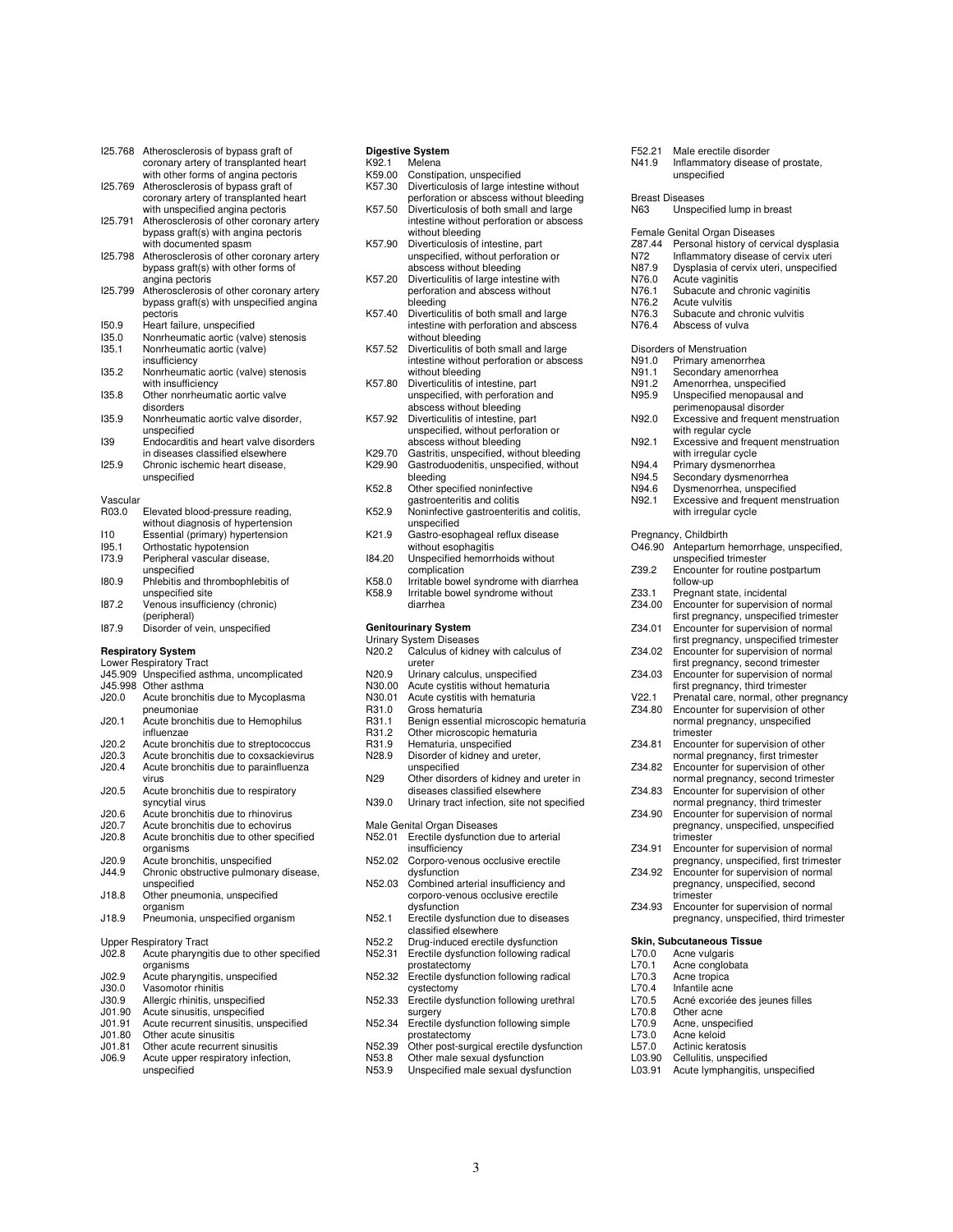I25.768 Atherosclerosis of bypass graft of coronary artery of transplanted heart with other forms of angina pectoris
I25.769 Atherosclerosis of bypass graft of coronary artery of transplanted heart with unspecified angina pectoris
I25.791 Atherosclerosis of other coronary artery bypass graft(s) with angina pectoris with documented spasm
I25.798 Atherosclerosis of other coronary artery bypass graft(s) with other forms of angina pectoris
I25.799 Atherosclerosis of other coronary artery bypass graft(s) with unspecified angina pectoris
I50.9 Heart failure, unspecified
I35.0 Nonrheumatic aortic (valve) stenosis
I35.1 Nonrheumatic aortic (valve) insufficiency
I35.2 Nonrheumatic aortic (valve) stenosis with insufficiency
I35.8 Other nonrheumatic aortic valve disorders
I35.9 Nonrheumatic aortic valve disorder, unspecified
I39 Endocarditis and heart valve disorders in diseases classified elsewhere
I25.9 Chronic ischemic heart disease, unspecified

Vascular
R03.0 Elevated blood-pressure reading, without diagnosis of hypertension
I10 Essential (primary) hypertension
I95.1 Orthostatic hypotension
I73.9 Peripheral vascular disease, unspecified
I80.9 Phlebitis and thrombophlebitis of unspecified site
I87.2 Venous insufficiency (chronic) (peripheral)
I87.9 Disorder of vein, unspecified

**Respiratory System**

Lower Respiratory Tract
J45.909 Unspecified asthma, uncomplicated
J45.998 Other asthma
J20.0 Acute bronchitis due to Mycoplasma pneumoniae
J20.1 Acute bronchitis due to Hemophilus influenzae
J20.2 Acute bronchitis due to streptococcus
J20.3 Acute bronchitis due to coxsackievirus
J20.4 Acute bronchitis due to parainfluenza virus
J20.5 Acute bronchitis due to respiratory syncytial virus
J20.6 Acute bronchitis due to rhinovirus
J20.7 Acute bronchitis due to echovirus
J20.8 Acute bronchitis due to other specified organisms
J20.9 Acute bronchitis, unspecified
J44.9 Chronic obstructive pulmonary disease, unspecified
J18.8 Other pneumonia, unspecified organism
J18.9 Pneumonia, unspecified organism

Upper Respiratory Tract
J02.8 Acute pharyngitis due to other specified organisms
J02.9 Acute pharyngitis, unspecified
J30.0 Vasomotor rhinitis
J30.9 Allergic rhinitis, unspecified
J01.90 Acute sinusitis, unspecified
J01.91 Acute recurrent sinusitis, unspecified
J01.80 Other acute sinusitis
J01.81 Other acute recurrent sinusitis
J06.9 Acute upper respiratory infection, unspecified

**Digestive System**
K92.1 Melena
K59.00 Constipation, unspecified
K57.30 Diverticulosis of large intestine without perforation or abscess without bleeding
K57.50 Diverticulosis of both small and large intestine without perforation or abscess without bleeding
K57.90 Diverticulosis of intestine, part unspecified, without perforation or abscess without bleeding
K57.20 Diverticulitis of large intestine with perforation and abscess without bleeding
K57.40 Diverticulitis of both small and large intestine with perforation and abscess without bleeding
K57.52 Diverticulitis of both small and large intestine without perforation or abscess without bleeding
K57.80 Diverticulitis of intestine, part unspecified, with perforation and abscess without bleeding
K57.92 Diverticulitis of intestine, part unspecified, without perforation or abscess without bleeding
K29.70 Gastritis, unspecified, without bleeding
K29.90 Gastroduodenitis, unspecified, without bleeding
K52.8 Other specified noninfective gastroenteritis and colitis
K52.9 Noninfective gastroenteritis and colitis, unspecified
K21.9 Gastro-esophageal reflux disease without esophagitis
I84.20 Unspecified hemorrhoids without complication
K58.0 Irritable bowel syndrome with diarrhea
K58.9 Irritable bowel syndrome without diarrhea

**Genitourinary System**

Urinary System Diseases
N20.2 Calculus of kidney with calculus of ureter
N20.9 Urinary calculus, unspecified
N30.00 Acute cystitis without hematuria
N30.01 Acute cystitis with hematuria
R31.0 Gross hematuria
R31.1 Benign essential microscopic hematuria
R31.2 Other microscopic hematuria
R31.9 Hematuria, unspecified
N28.9 Disorder of kidney and ureter, unspecified
N29 Other disorders of kidney and ureter in diseases classified elsewhere
N39.0 Urinary tract infection, site not specified

Male Genital Organ Diseases
N52.01 Erectile dysfunction due to arterial insufficiency
N52.02 Corporo-venous occlusive erectile dysfunction
N52.03 Combined arterial insufficiency and corporo-venous occlusive erectile dysfunction
N52.1 Erectile dysfunction due to diseases classified elsewhere
N52.2 Drug-induced erectile dysfunction
N52.31 Erectile dysfunction following radical prostatectomy
N52.32 Erectile dysfunction following radical cystectomy
N52.33 Erectile dysfunction following urethral surgery
N52.34 Erectile dysfunction following simple prostatectomy
N52.39 Other post-surgical erectile dysfunction
N53.8 Other male sexual dysfunction
N53.9 Unspecified male sexual dysfunction
F52.21 Male erectile disorder
N41.9 Inflammatory disease of prostate, unspecified

Breast Diseases
N63 Unspecified lump in breast

Female Genital Organ Diseases
Z87.44 Personal history of cervical dysplasia
N72 Inflammatory disease of cervix uteri
N87.9 Dysplasia of cervix uteri, unspecified
N76.0 Acute vaginitis
N76.1 Subacute and chronic vaginitis
N76.2 Acute vulvitis
N76.3 Subacute and chronic vulvitis
N76.4 Abscess of vulva

Disorders of Menstruation
N91.0 Primary amenorrhea
N91.1 Secondary amenorrhea
N91.2 Amenorrhea, unspecified
N95.9 Unspecified menopausal and perimenopausal disorder
N92.0 Excessive and frequent menstruation with regular cycle
N92.1 Excessive and frequent menstruation with irregular cycle
N94.4 Primary dysmenorrhea
N94.5 Secondary dysmenorrhea
N94.6 Dysmenorrhea, unspecified
N92.1 Excessive and frequent menstruation with irregular cycle

Pregnancy, Childbirth
O46.90 Antepartum hemorrhage, unspecified, unspecified trimester
Z39.2 Encounter for routine postpartum follow-up
Z33.1 Pregnant state, incidental
Z34.00 Encounter for supervision of normal first pregnancy, unspecified trimester
Z34.01 Encounter for supervision of normal first pregnancy, unspecified trimester
Z34.02 Encounter for supervision of normal first pregnancy, second trimester
Z34.03 Encounter for supervision of normal first pregnancy, third trimester
V22.1 Prenatal care, normal, other pregnancy
Z34.80 Encounter for supervision of other normal pregnancy, unspecified trimester
Z34.81 Encounter for supervision of other normal pregnancy, first trimester
Z34.82 Encounter for supervision of other normal pregnancy, second trimester
Z34.83 Encounter for supervision of other normal pregnancy, third trimester
Z34.90 Encounter for supervision of normal pregnancy, unspecified, unspecified trimester
Z34.91 Encounter for supervision of normal pregnancy, unspecified, first trimester
Z34.92 Encounter for supervision of normal pregnancy, unspecified, second trimester
Z34.93 Encounter for supervision of normal pregnancy, unspecified, third trimester

**Skin, Subcutaneous Tissue**
L70.0 Acne vulgaris
L70.1 Acne conglobata
L70.3 Acne tropica
L70.4 Infantile acne
L70.5 Acné excoriée des jeunes filles
L70.8 Other acne
L70.9 Acne, unspecified
L73.0 Acne keloid
L57.0 Actinic keratosis
L03.90 Cellulitis, unspecified
L03.91 Acute lymphangitis, unspecified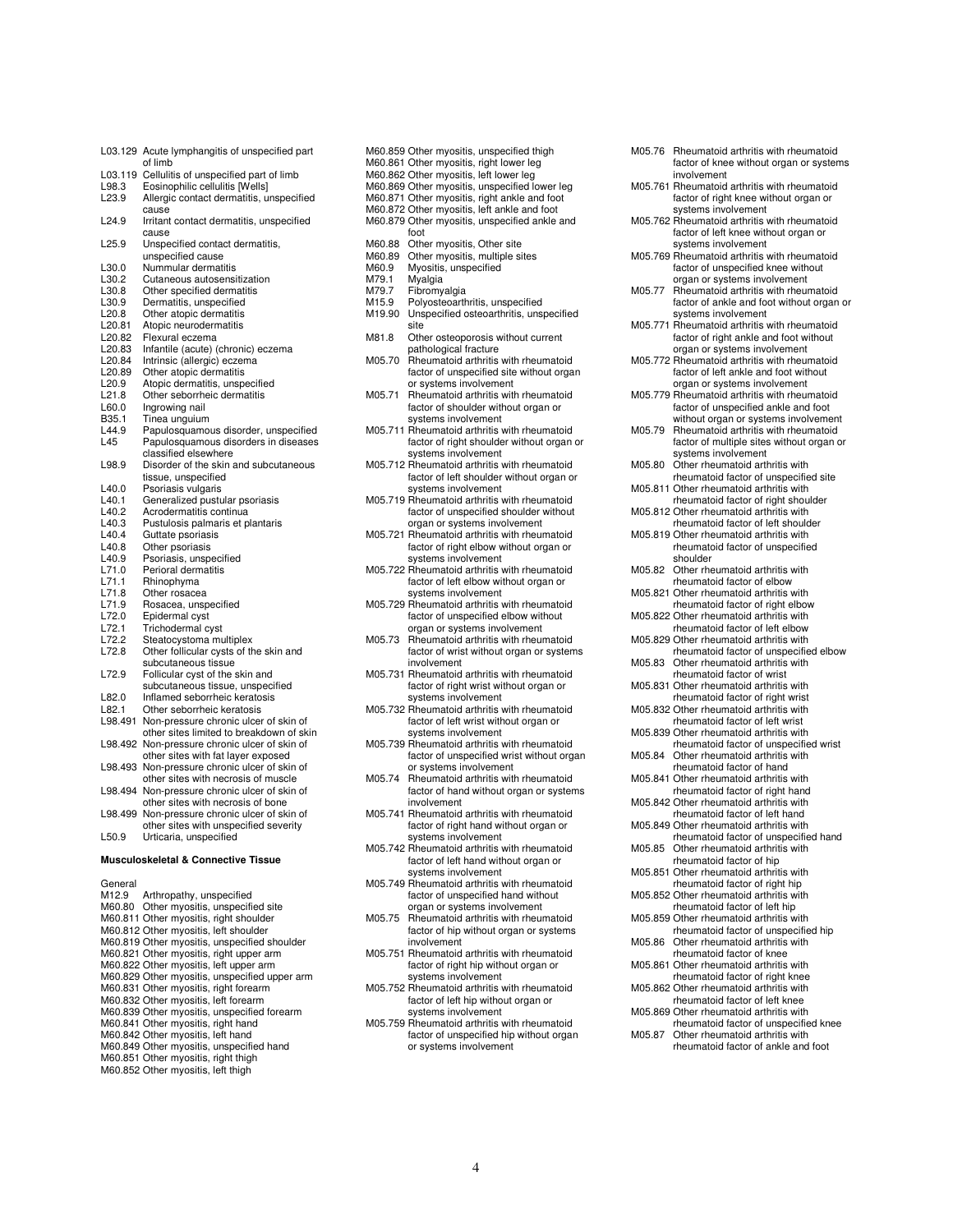L03.129 Acute lymphangitis of unspecified part of limb
L03.119 Cellulitis of unspecified part of limb
L98.3 Eosinophilic cellulitis [Wells]
L23.9 Allergic contact dermatitis, unspecified cause
L24.9 Irritant contact dermatitis, unspecified cause
L25.9 Unspecified contact dermatitis, unspecified cause
L30.0 Nummular dermatitis
L30.2 Cutaneous autosensitization
L30.8 Other specified dermatitis
L30.9 Dermatitis, unspecified
L20.8 Other atopic dermatitis
L20.81 Atopic neurodermatitis
L20.82 Flexural eczema
L20.83 Infantile (acute) (chronic) eczema
L20.84 Intrinsic (allergic) eczema
L20.89 Other atopic dermatitis
L20.9 Atopic dermatitis, unspecified
L21.8 Other seborrheic dermatitis
L60.0 Ingrowing nail
B35.1 Tinea unguium
L44.9 Papulosquamous disorder, unspecified
L45 Papulosquamous disorders in diseases classified elsewhere
L98.9 Disorder of the skin and subcutaneous tissue, unspecified
L40.0 Psoriasis vulgaris
L40.1 Generalized pustular psoriasis
L40.2 Acrodermatitis continua
L40.3 Pustulosis palmaris et plantaris
L40.4 Guttate psoriasis
L40.8 Other psoriasis
L40.9 Psoriasis, unspecified
L71.0 Perioral dermatitis
L71.1 Rhinophyma
L71.8 Other rosacea
L71.9 Rosacea, unspecified
L72.0 Epidermal cyst
L72.1 Trichodermal cyst
L72.2 Steatocystoma multiplex
L72.8 Other follicular cysts of the skin and subcutaneous tissue
L72.9 Follicular cyst of the skin and subcutaneous tissue, unspecified
L82.0 Inflamed seborrheic keratosis
L82.1 Other seborrheic keratosis
L98.491 Non-pressure chronic ulcer of skin of other sites limited to breakdown of skin
L98.492 Non-pressure chronic ulcer of skin of other sites with fat layer exposed
L98.493 Non-pressure chronic ulcer of skin of other sites with necrosis of muscle
L98.494 Non-pressure chronic ulcer of skin of other sites with necrosis of bone
L98.499 Non-pressure chronic ulcer of skin of other sites with unspecified severity
L50.9 Urticaria, unspecified

**Musculoskeletal & Connective Tissue**

General
M12.9 Arthropathy, unspecified
M60.80 Other myositis, unspecified site
M60.811 Other myositis, right shoulder
M60.812 Other myositis, left shoulder
M60.819 Other myositis, unspecified shoulder
M60.821 Other myositis, right upper arm
M60.822 Other myositis, left upper arm
M60.829 Other myositis, unspecified upper arm
M60.831 Other myositis, right forearm
M60.832 Other myositis, left forearm
M60.839 Other myositis, unspecified forearm
M60.841 Other myositis, right hand
M60.842 Other myositis, left hand
M60.849 Other myositis, unspecified hand
M60.851 Other myositis, right thigh
M60.852 Other myositis, left thigh
M60.859 Other myositis, unspecified thigh
M60.861 Other myositis, right lower leg
M60.862 Other myositis, left lower leg
M60.869 Other myositis, unspecified lower leg
M60.871 Other myositis, right ankle and foot
M60.872 Other myositis, left ankle and foot
M60.879 Other myositis, unspecified ankle and foot
M60.88 Other myositis, Other site
M60.89 Other myositis, multiple sites
M60.9 Myositis, unspecified
M79.1 Myalgia
M79.7 Fibromyalgia
M15.9 Polyosteoarthritis, unspecified
M19.90 Unspecified osteoarthritis, unspecified site
M81.8 Other osteoporosis without current pathological fracture
M05.70 Rheumatoid arthritis with rheumatoid factor of unspecified site without organ or systems involvement
M05.71 Rheumatoid arthritis with rheumatoid factor of shoulder without organ or systems involvement
M05.711 Rheumatoid arthritis with rheumatoid factor of right shoulder without organ or systems involvement
M05.712 Rheumatoid arthritis with rheumatoid factor of left shoulder without organ or systems involvement
M05.719 Rheumatoid arthritis with rheumatoid factor of unspecified shoulder without organ or systems involvement
M05.721 Rheumatoid arthritis with rheumatoid factor of right elbow without organ or systems involvement
M05.722 Rheumatoid arthritis with rheumatoid factor of left elbow without organ or systems involvement
M05.729 Rheumatoid arthritis with rheumatoid factor of unspecified elbow without organ or systems involvement
M05.73 Rheumatoid arthritis with rheumatoid factor of wrist without organ or systems involvement
M05.731 Rheumatoid arthritis with rheumatoid factor of right wrist without organ or systems involvement
M05.732 Rheumatoid arthritis with rheumatoid factor of left wrist without organ or systems involvement
M05.739 Rheumatoid arthritis with rheumatoid factor of unspecified wrist without organ or systems involvement
M05.74 Rheumatoid arthritis with rheumatoid factor of hand without organ or systems involvement
M05.741 Rheumatoid arthritis with rheumatoid factor of right hand without organ or systems involvement
M05.742 Rheumatoid arthritis with rheumatoid factor of left hand without organ or systems involvement
M05.749 Rheumatoid arthritis with rheumatoid factor of unspecified hand without organ or systems involvement
M05.75 Rheumatoid arthritis with rheumatoid factor of hip without organ or systems involvement
M05.751 Rheumatoid arthritis with rheumatoid factor of right hip without organ or systems involvement
M05.752 Rheumatoid arthritis with rheumatoid factor of left hip without organ or systems involvement
M05.759 Rheumatoid arthritis with rheumatoid factor of unspecified hip without organ or systems involvement
M05.76 Rheumatoid arthritis with rheumatoid factor of knee without organ or systems involvement
M05.761 Rheumatoid arthritis with rheumatoid factor of right knee without organ or systems involvement
M05.762 Rheumatoid arthritis with rheumatoid factor of left knee without organ or systems involvement
M05.769 Rheumatoid arthritis with rheumatoid factor of unspecified knee without organ or systems involvement
M05.77 Rheumatoid arthritis with rheumatoid factor of ankle and foot without organ or systems involvement
M05.771 Rheumatoid arthritis with rheumatoid factor of right ankle and foot without organ or systems involvement
M05.772 Rheumatoid arthritis with rheumatoid factor of left ankle and foot without organ or systems involvement
M05.779 Rheumatoid arthritis with rheumatoid factor of unspecified ankle and foot without organ or systems involvement
M05.79 Rheumatoid arthritis with rheumatoid factor of multiple sites without organ or systems involvement
M05.80 Other rheumatoid arthritis with rheumatoid factor of unspecified site
M05.811 Other rheumatoid arthritis with rheumatoid factor of right shoulder
M05.812 Other rheumatoid arthritis with rheumatoid factor of left shoulder
M05.819 Other rheumatoid arthritis with rheumatoid factor of unspecified shoulder
M05.82 Other rheumatoid arthritis with rheumatoid factor of elbow
M05.821 Other rheumatoid arthritis with rheumatoid factor of right elbow
M05.822 Other rheumatoid arthritis with rheumatoid factor of left elbow
M05.829 Other rheumatoid arthritis with rheumatoid factor of unspecified elbow
M05.83 Other rheumatoid arthritis with rheumatoid factor of wrist
M05.831 Other rheumatoid arthritis with rheumatoid factor of right wrist
M05.832 Other rheumatoid arthritis with rheumatoid factor of left wrist
M05.839 Other rheumatoid arthritis with rheumatoid factor of unspecified wrist
M05.84 Other rheumatoid arthritis with rheumatoid factor of hand
M05.841 Other rheumatoid arthritis with rheumatoid factor of right hand
M05.842 Other rheumatoid arthritis with rheumatoid factor of left hand
M05.849 Other rheumatoid arthritis with rheumatoid factor of unspecified hand
M05.85 Other rheumatoid arthritis with rheumatoid factor of hip
M05.851 Other rheumatoid arthritis with rheumatoid factor of right hip
M05.852 Other rheumatoid arthritis with rheumatoid factor of left hip
M05.859 Other rheumatoid arthritis with rheumatoid factor of unspecified hip
M05.86 Other rheumatoid arthritis with rheumatoid factor of knee
M05.861 Other rheumatoid arthritis with rheumatoid factor of right knee
M05.862 Other rheumatoid arthritis with rheumatoid factor of left knee
M05.869 Other rheumatoid arthritis with rheumatoid factor of unspecified knee
M05.87 Other rheumatoid arthritis with rheumatoid factor of ankle and foot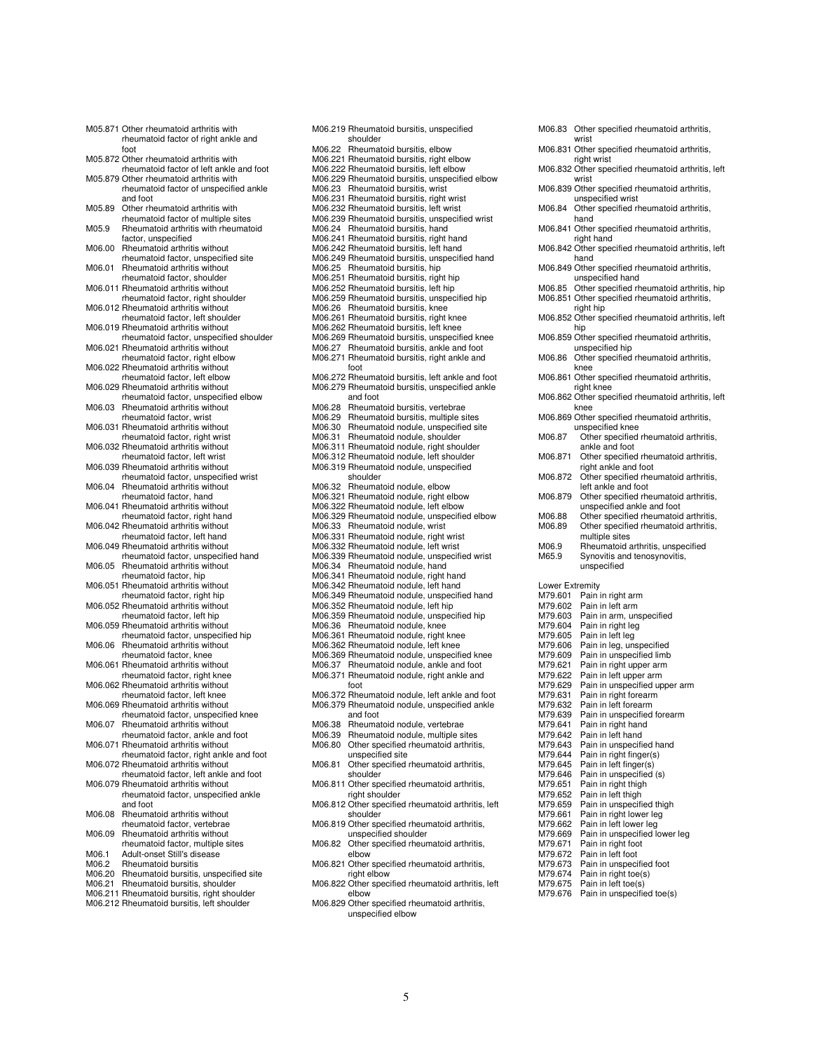M05.871 Other rheumatoid arthritis with rheumatoid factor of right ankle and foot
M05.872 Other rheumatoid arthritis with rheumatoid factor of left ankle and foot
M05.879 Other rheumatoid arthritis with rheumatoid factor of unspecified ankle and foot
M05.89 Other rheumatoid arthritis with rheumatoid factor of multiple sites
M05.9 Rheumatoid arthritis with rheumatoid factor, unspecified
M06.00 Rheumatoid arthritis without rheumatoid factor, unspecified site
M06.01 Rheumatoid arthritis without rheumatoid factor, shoulder
M06.011 Rheumatoid arthritis without rheumatoid factor, right shoulder
M06.012 Rheumatoid arthritis without rheumatoid factor, left shoulder
M06.019 Rheumatoid arthritis without rheumatoid factor, unspecified shoulder
M06.021 Rheumatoid arthritis without rheumatoid factor, right elbow
M06.022 Rheumatoid arthritis without rheumatoid factor, left elbow
M06.029 Rheumatoid arthritis without rheumatoid factor, unspecified elbow
M06.03 Rheumatoid arthritis without rheumatoid factor, wrist
M06.031 Rheumatoid arthritis without rheumatoid factor, right wrist
M06.032 Rheumatoid arthritis without rheumatoid factor, left wrist
M06.039 Rheumatoid arthritis without rheumatoid factor, unspecified wrist
M06.04 Rheumatoid arthritis without rheumatoid factor, hand
M06.041 Rheumatoid arthritis without rheumatoid factor, right hand
M06.042 Rheumatoid arthritis without rheumatoid factor, left hand
M06.049 Rheumatoid arthritis without rheumatoid factor, unspecified hand
M06.05 Rheumatoid arthritis without rheumatoid factor, hip
M06.051 Rheumatoid arthritis without rheumatoid factor, right hip
M06.052 Rheumatoid arthritis without rheumatoid factor, left hip
M06.059 Rheumatoid arthritis without rheumatoid factor, unspecified hip
M06.06 Rheumatoid arthritis without rheumatoid factor, knee
M06.061 Rheumatoid arthritis without rheumatoid factor, right knee
M06.062 Rheumatoid arthritis without rheumatoid factor, left knee
M06.069 Rheumatoid arthritis without rheumatoid factor, unspecified knee
M06.07 Rheumatoid arthritis without rheumatoid factor, ankle and foot
M06.071 Rheumatoid arthritis without rheumatoid factor, right ankle and foot
M06.072 Rheumatoid arthritis without rheumatoid factor, left ankle and foot
M06.079 Rheumatoid arthritis without rheumatoid factor, unspecified ankle and foot
M06.08 Rheumatoid arthritis without rheumatoid factor, vertebrae
M06.09 Rheumatoid arthritis without rheumatoid factor, multiple sites
M06.1 Adult-onset Still's disease
M06.2 Rheumatoid bursitis
M06.20 Rheumatoid bursitis, unspecified site
M06.21 Rheumatoid bursitis, shoulder
M06.211 Rheumatoid bursitis, right shoulder
M06.212 Rheumatoid bursitis, left shoulder
M06.219 Rheumatoid bursitis, unspecified shoulder
M06.22 Rheumatoid bursitis, elbow
M06.221 Rheumatoid bursitis, right elbow
M06.222 Rheumatoid bursitis, left elbow
M06.229 Rheumatoid bursitis, unspecified elbow
M06.23 Rheumatoid bursitis, wrist
M06.231 Rheumatoid bursitis, right wrist
M06.232 Rheumatoid bursitis, left wrist
M06.239 Rheumatoid bursitis, unspecified wrist
M06.24 Rheumatoid bursitis, hand
M06.241 Rheumatoid bursitis, right hand
M06.242 Rheumatoid bursitis, left hand
M06.249 Rheumatoid bursitis, unspecified hand
M06.25 Rheumatoid bursitis, hip
M06.251 Rheumatoid bursitis, right hip
M06.252 Rheumatoid bursitis, left hip
M06.259 Rheumatoid bursitis, unspecified hip
M06.26 Rheumatoid bursitis, knee
M06.261 Rheumatoid bursitis, right knee
M06.262 Rheumatoid bursitis, left knee
M06.269 Rheumatoid bursitis, unspecified knee
M06.27 Rheumatoid bursitis, ankle and foot
M06.271 Rheumatoid bursitis, right ankle and foot
M06.272 Rheumatoid bursitis, left ankle and foot
M06.279 Rheumatoid bursitis, unspecified ankle and foot
M06.28 Rheumatoid bursitis, vertebrae
M06.29 Rheumatoid bursitis, multiple sites
M06.30 Rheumatoid nodule, unspecified site
M06.31 Rheumatoid nodule, shoulder
M06.311 Rheumatoid nodule, right shoulder
M06.312 Rheumatoid nodule, left shoulder
M06.319 Rheumatoid nodule, unspecified shoulder
M06.32 Rheumatoid nodule, elbow
M06.321 Rheumatoid nodule, right elbow
M06.322 Rheumatoid nodule, left elbow
M06.329 Rheumatoid nodule, unspecified elbow
M06.33 Rheumatoid nodule, wrist
M06.331 Rheumatoid nodule, right wrist
M06.332 Rheumatoid nodule, left wrist
M06.339 Rheumatoid nodule, unspecified wrist
M06.34 Rheumatoid nodule, hand
M06.341 Rheumatoid nodule, right hand
M06.342 Rheumatoid nodule, left hand
M06.349 Rheumatoid nodule, unspecified hand
M06.352 Rheumatoid nodule, left hip
M06.359 Rheumatoid nodule, unspecified hip
M06.36 Rheumatoid nodule, knee
M06.361 Rheumatoid nodule, right knee
M06.362 Rheumatoid nodule, left knee
M06.369 Rheumatoid nodule, unspecified knee
M06.37 Rheumatoid nodule, ankle and foot
M06.371 Rheumatoid nodule, right ankle and foot
M06.372 Rheumatoid nodule, left ankle and foot
M06.379 Rheumatoid nodule, unspecified ankle and foot
M06.38 Rheumatoid nodule, vertebrae
M06.39 Rheumatoid nodule, multiple sites
M06.80 Other specified rheumatoid arthritis, unspecified site
M06.81 Other specified rheumatoid arthritis, shoulder
M06.811 Other specified rheumatoid arthritis, right shoulder
M06.812 Other specified rheumatoid arthritis, left shoulder
M06.819 Other specified rheumatoid arthritis, unspecified shoulder
M06.82 Other specified rheumatoid arthritis, elbow
M06.821 Other specified rheumatoid arthritis, right elbow
M06.822 Other specified rheumatoid arthritis, left elbow
M06.829 Other specified rheumatoid arthritis, unspecified elbow
M06.83 Other specified rheumatoid arthritis, wrist
M06.831 Other specified rheumatoid arthritis, right wrist
M06.832 Other specified rheumatoid arthritis, left wrist
M06.839 Other specified rheumatoid arthritis, unspecified wrist
M06.84 Other specified rheumatoid arthritis, hand
M06.841 Other specified rheumatoid arthritis, right hand
M06.842 Other specified rheumatoid arthritis, left hand
M06.849 Other specified rheumatoid arthritis, unspecified hand
M06.85 Other specified rheumatoid arthritis, hip
M06.851 Other specified rheumatoid arthritis, right hip
M06.852 Other specified rheumatoid arthritis, left hip
M06.859 Other specified rheumatoid arthritis, unspecified hip
M06.86 Other specified rheumatoid arthritis, knee
M06.861 Other specified rheumatoid arthritis, right knee
M06.862 Other specified rheumatoid arthritis, left knee
M06.869 Other specified rheumatoid arthritis, unspecified knee
M06.87 Other specified rheumatoid arthritis, ankle and foot
M06.871 Other specified rheumatoid arthritis, right ankle and foot
M06.872 Other specified rheumatoid arthritis, left ankle and foot
M06.879 Other specified rheumatoid arthritis, unspecified ankle and foot
M06.88 Other specified rheumatoid arthritis, vertebrae
M06.89 Other specified rheumatoid arthritis, multiple sites
M06.9 Rheumatoid arthritis, unspecified
M65.9 Synovitis and tenosynovitis, unspecified

Lower Extremity
M79.601 Pain in right arm
M79.602 Pain in left arm
M79.603 Pain in arm, unspecified
M79.604 Pain in right leg
M79.605 Pain in left leg
M79.606 Pain in leg, unspecified
M79.609 Pain in unspecified limb
M79.621 Pain in right upper arm
M79.622 Pain in left upper arm
M79.629 Pain in unspecified upper arm
M79.631 Pain in right forearm
M79.632 Pain in left forearm
M79.639 Pain in unspecified forearm
M79.641 Pain in right hand
M79.642 Pain in left hand
M79.643 Pain in unspecified hand
M79.644 Pain in right finger(s)
M79.645 Pain in left finger(s)
M79.646 Pain in unspecified (s)
M79.651 Pain in right thigh
M79.652 Pain in left thigh
M79.659 Pain in unspecified thigh
M79.661 Pain in right lower leg
M79.662 Pain in left lower leg
M79.669 Pain in unspecified lower leg
M79.671 Pain in right foot
M79.672 Pain in left foot
M79.673 Pain in unspecified foot
M79.674 Pain in right toe(s)
M79.675 Pain in left toe(s)
M79.676 Pain in unspecified toe(s)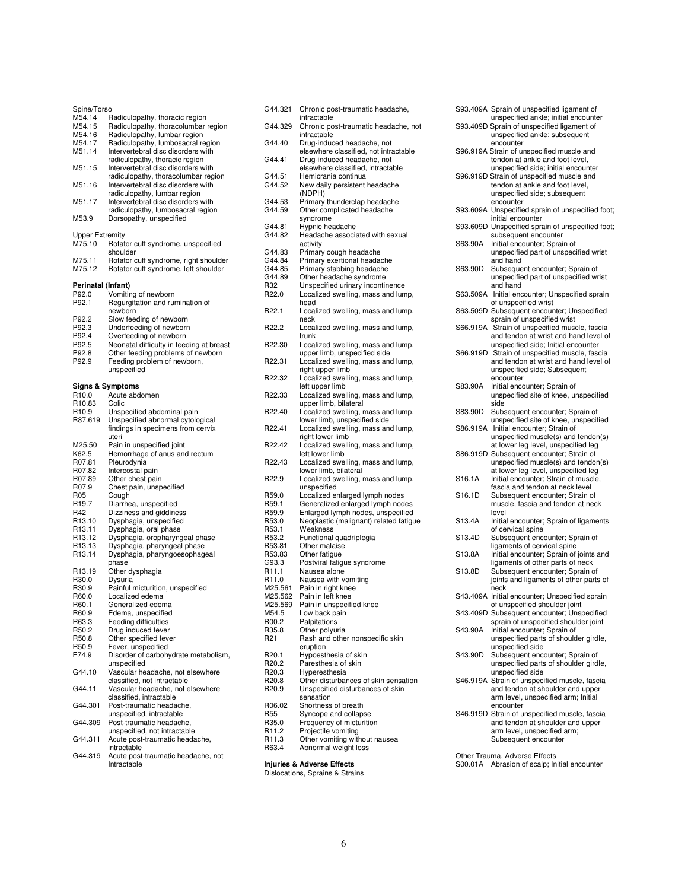Spine/Torso

| Code | Description |
|---|---|
| M54.14 | Radiculopathy, thoracic region |
| M54.15 | Radiculopathy, thoracolumbar region |
| M54.16 | Radiculopathy, lumbar region |
| M54.17 | Radiculopathy, lumbosacral region |
| M51.14 | Intervertebral disc disorders with radiculopathy, thoracic region |
| M51.15 | Intervertebral disc disorders with radiculopathy, thoracolumbar region |
| M51.16 | Intervertebral disc disorders with radiculopathy, lumbar region |
| M51.17 | Intervertebral disc disorders with radiculopathy, lumbosacral region |
| M53.9 | Dorsopathy, unspecified |

Upper Extremity

| Code | Description |
|---|---|
| M75.10 | Rotator cuff syndrome, unspecified shoulder |
| M75.11 | Rotator cuff syndrome, right shoulder |
| M75.12 | Rotator cuff syndrome, left shoulder |

**Perinatal (Infant)**

| Code | Description |
|---|---|
| P92.0 | Vomiting of newborn |
| P92.1 | Regurgitation and rumination of newborn |
| P92.2 | Slow feeding of newborn |
| P92.3 | Underfeeding of newborn |
| P92.4 | Overfeeding of newborn |
| P92.5 | Neonatal difficulty in feeding at breast |
| P92.8 | Other feeding problems of newborn |
| P92.9 | Feeding problem of newborn, unspecified |

**Signs & Symptoms**

| Code | Description |
|---|---|
| R10.0 | Acute abdomen |
| R10.83 | Colic |
| R10.9 | Unspecified abdominal pain |
| R87.619 | Unspecified abnormal cytological findings in specimens from cervix uteri |
| M25.50 | Pain in unspecified joint |
| K62.5 | Hemorrhage of anus and rectum |
| R07.81 | Pleurodynia |
| R07.82 | Intercostal pain |
| R07.89 | Other chest pain |
| R07.9 | Chest pain, unspecified |
| R05 | Cough |
| R19.7 | Diarrhea, unspecified |
| R42 | Dizziness and giddiness |
| R13.10 | Dysphagia, unspecified |
| R13.11 | Dysphagia, oral phase |
| R13.12 | Dysphagia, oropharyngeal phase |
| R13.13 | Dysphagia, pharyngeal phase |
| R13.14 | Dysphagia, pharyngoesophageal phase |
| R13.19 | Other dysphagia |
| R30.0 | Dysuria |
| R30.9 | Painful micturition, unspecified |
| R60.0 | Localized edema |
| R60.1 | Generalized edema |
| R60.9 | Edema, unspecified |
| R63.3 | Feeding difficulties |
| R50.2 | Drug induced fever |
| R50.8 | Other specified fever |
| R50.9 | Fever, unspecified |
| E74.9 | Disorder of carbohydrate metabolism, unspecified |
| G44.10 | Vascular headache, not elsewhere classified, not intractable |
| G44.11 | Vascular headache, not elsewhere classified, intractable |
| G44.301 | Post-traumatic headache, unspecified, intractable |
| G44.309 | Post-traumatic headache, unspecified, not intractable |
| G44.311 | Acute post-traumatic headache, intractable |
| G44.319 | Acute post-traumatic headache, not Intractable |
| G44.321 | Chronic post-traumatic headache, intractable |
| G44.329 | Chronic post-traumatic headache, not intractable |
| G44.40 | Drug-induced headache, not elsewhere classified, not intractable |
| G44.41 | Drug-induced headache, not elsewhere classified, intractable |
| G44.51 | Hemicrania continua |
| G44.52 | New daily persistent headache (NDPH) |
| G44.53 | Primary thunderclap headache |
| G44.59 | Other complicated headache syndrome |
| G44.81 | Hypnic headache |
| G44.82 | Headache associated with sexual activity |
| G44.83 | Primary cough headache |
| G44.84 | Primary exertional headache |
| G44.85 | Primary stabbing headache |
| G44.89 | Other headache syndrome |
| R32 | Unspecified urinary incontinence |
| R22.0 | Localized swelling, mass and lump, head |
| R22.1 | Localized swelling, mass and lump, neck |
| R22.2 | Localized swelling, mass and lump, trunk |
| R22.30 | Localized swelling, mass and lump, upper limb, unspecified side |
| R22.31 | Localized swelling, mass and lump, right upper limb |
| R22.32 | Localized swelling, mass and lump, left upper limb |
| R22.33 | Localized swelling, mass and lump, upper limb, bilateral |
| R22.40 | Localized swelling, mass and lump, lower limb, unspecified side |
| R22.41 | Localized swelling, mass and lump, right lower limb |
| R22.42 | Localized swelling, mass and lump, left lower limb |
| R22.43 | Localized swelling, mass and lump, lower limb, bilateral |
| R22.9 | Localized swelling, mass and lump, unspecified |
| R59.0 | Localized enlarged lymph nodes |
| R59.1 | Generalized enlarged lymph nodes |
| R59.9 | Enlarged lymph nodes, unspecified |
| R53.0 | Neoplastic (malignant) related fatigue |
| R53.1 | Weakness |
| R53.2 | Functional quadriplegia |
| R53.81 | Other malaise |
| R53.83 | Other fatigue |
| G93.3 | Postviral fatigue syndrome |
| R11.1 | Nausea alone |
| R11.0 | Nausea with vomiting |
| M25.561 | Pain in right knee |
| M25.562 | Pain in left knee |
| M25.569 | Pain in unspecified knee |
| M54.5 | Low back pain |
| R00.2 | Palpitations |
| R35.8 | Other polyuria |
| R21 | Rash and other nonspecific skin eruption |
| R20.1 | Hypoesthesia of skin |
| R20.2 | Paresthesia of skin |
| R20.3 | Hyperesthesia |
| R20.8 | Other disturbances of skin sensation |
| R20.9 | Unspecified disturbances of skin sensation |
| R06.02 | Shortness of breath |
| R55 | Syncope and collapse |
| R35.0 | Frequency of micturition |
| R11.2 | Projectile vomiting |
| R11.3 | Other vomiting without nausea |
| R63.4 | Abnormal weight loss |

**Injuries & Adverse Effects**

Dislocations, Sprains & Strains

| Code | Description |
|---|---|
| S93.409A | Sprain of unspecified ligament of unspecified ankle; initial encounter |
| S93.409D | Sprain of unspecified ligament of unspecified ankle; subsequent encounter |
| S96.919A | Strain of unspecified muscle and tendon at ankle and foot level, unspecified side; initial encounter |
| S96.919D | Strain of unspecified muscle and tendon at ankle and foot level, unspecified side; subsequent encounter |
| S93.609A | Unspecified sprain of unspecified foot; initial encounter |
| S93.609D | Unspecified sprain of unspecified foot; subsequent encounter |
| S63.90A | Initial encounter; Sprain of unspecified part of unspecified wrist and hand |
| S63.90D | Subsequent encounter; Sprain of unspecified part of unspecified wrist and hand |
| S63.509A | Initial encounter; Unspecified sprain of unspecified wrist |
| S63.509D | Subsequent encounter; Unspecified sprain of unspecified wrist |
| S66.919A | Strain of unspecified muscle, fascia and tendon at wrist and hand level of unspecified side; Initial encounter |
| S66.919D | Strain of unspecified muscle, fascia and tendon at wrist and hand level of unspecified side; Subsequent encounter |
| S83.90A | Initial encounter; Sprain of unspecified site of knee, unspecified side |
| S83.90D | Subsequent encounter; Sprain of unspecified site of knee, unspecified side |
| S86.919A | Initial encounter; Strain of unspecified muscle(s) and tendon(s) at lower leg level, unspecified leg |
| S86.919D | Subsequent encounter; Strain of unspecified muscle(s) and tendon(s) at lower leg level, unspecified leg |
| S16.1A | Initial encounter; Strain of muscle, fascia and tendon at neck level |
| S16.1D | Subsequent encounter; Strain of muscle, fascia and tendon at neck level |
| S13.4A | Initial encounter; Sprain of ligaments of cervical spine |
| S13.4D | Subsequent encounter; Sprain of ligaments of cervical spine |
| S13.8A | Initial encounter; Sprain of joints and ligaments of other parts of neck |
| S13.8D | Subsequent encounter; Sprain of joints and ligaments of other parts of neck |
| S43.409A | Initial encounter; Unspecified sprain of unspecified shoulder joint |
| S43.409D | Subsequent encounter; Unspecified sprain of unspecified shoulder joint |
| S43.90A | Initial encounter; Sprain of unspecified parts of shoulder girdle, unspecified side |
| S43.90D | Subsequent encounter; Sprain of unspecified parts of shoulder girdle, unspecified side |
| S46.919A | Strain of unspecified muscle, fascia and tendon at shoulder and upper arm level, unspecified arm; Initial encounter |
| S46.919D | Strain of unspecified muscle, fascia and tendon at shoulder and upper arm level, unspecified arm; Subsequent encounter |

Other Trauma, Adverse Effects

| Code | Description |
|---|---|
| S00.01A | Abrasion of scalp; Initial encounter |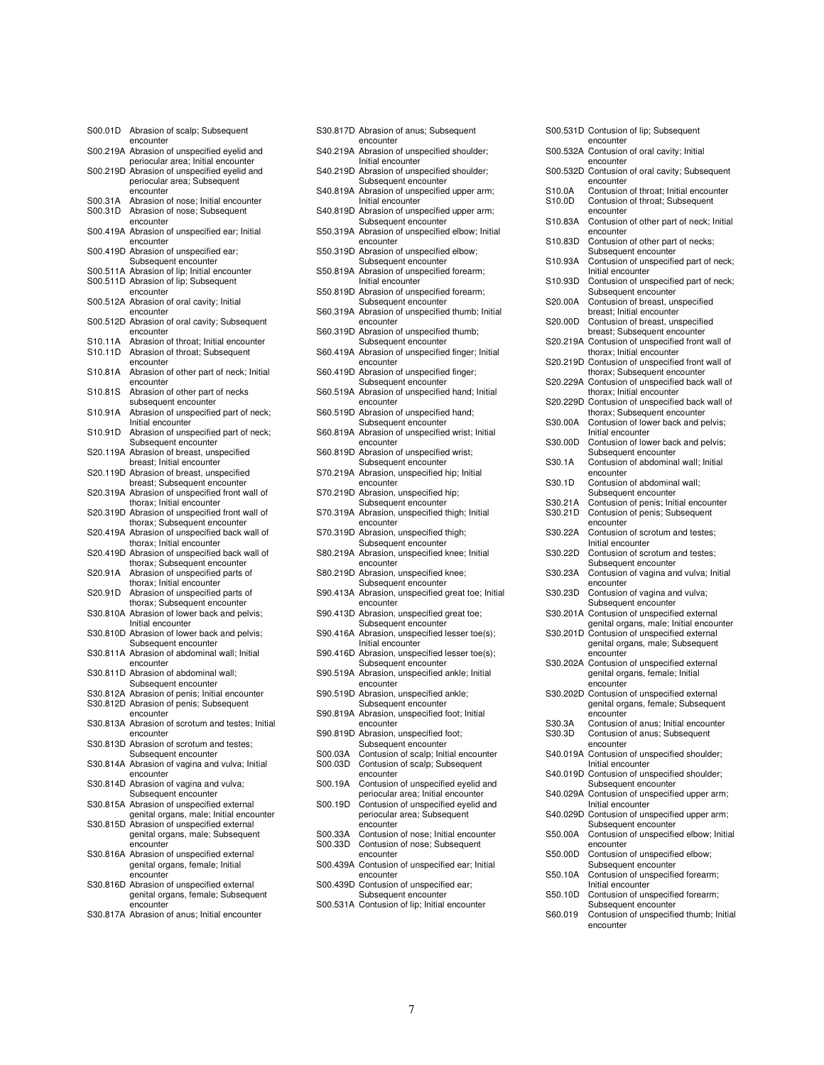S00.01D Abrasion of scalp; Subsequent encounter
S00.219A Abrasion of unspecified eyelid and periocular area; Initial encounter
S00.219D Abrasion of unspecified eyelid and periocular area; Subsequent encounter
S00.31A Abrasion of nose; Initial encounter
S00.31D Abrasion of nose; Subsequent encounter
S00.419A Abrasion of unspecified ear; Initial encounter
S00.419D Abrasion of unspecified ear; Subsequent encounter
S00.511A Abrasion of lip; Initial encounter
S00.511D Abrasion of lip; Subsequent encounter
S00.512A Abrasion of oral cavity; Initial encounter
S00.512D Abrasion of oral cavity; Subsequent encounter
S10.11A Abrasion of throat; Initial encounter
S10.11D Abrasion of throat; Subsequent encounter
S10.81A Abrasion of other part of neck; Initial encounter
S10.81S Abrasion of other part of necks subsequent encounter
S10.91A Abrasion of unspecified part of neck; Initial encounter
S10.91D Abrasion of unspecified part of neck; Subsequent encounter
S20.119A Abrasion of breast, unspecified breast; Initial encounter
S20.119D Abrasion of breast, unspecified breast; Subsequent encounter
S20.319A Abrasion of unspecified front wall of thorax; Initial encounter
S20.319D Abrasion of unspecified front wall of thorax; Subsequent encounter
S20.419A Abrasion of unspecified back wall of thorax; Initial encounter
S20.419D Abrasion of unspecified back wall of thorax; Subsequent encounter
S20.91A Abrasion of unspecified parts of thorax; Initial encounter
S20.91D Abrasion of unspecified parts of thorax; Subsequent encounter
S30.810A Abrasion of lower back and pelvis; Initial encounter
S30.810D Abrasion of lower back and pelvis; Subsequent encounter
S30.811A Abrasion of abdominal wall; Initial encounter
S30.811D Abrasion of abdominal wall; Subsequent encounter
S30.812A Abrasion of penis; Initial encounter
S30.812D Abrasion of penis; Subsequent encounter
S30.813A Abrasion of scrotum and testes; Initial encounter
S30.813D Abrasion of scrotum and testes; Subsequent encounter
S30.814A Abrasion of vagina and vulva; Initial encounter
S30.814D Abrasion of vagina and vulva; Subsequent encounter
S30.815A Abrasion of unspecified external genital organs, male; Initial encounter
S30.815D Abrasion of unspecified external genital organs, male; Subsequent encounter
S30.816A Abrasion of unspecified external genital organs, female; Initial encounter
S30.816D Abrasion of unspecified external genital organs, female; Subsequent encounter
S30.817A Abrasion of anus; Initial encounter
S30.817D Abrasion of anus; Subsequent encounter
S40.219A Abrasion of unspecified shoulder; Initial encounter
S40.219D Abrasion of unspecified shoulder; Subsequent encounter
S40.819A Abrasion of unspecified upper arm; Initial encounter
S40.819D Abrasion of unspecified upper arm; Subsequent encounter
S50.319A Abrasion of unspecified elbow; Initial encounter
S50.319D Abrasion of unspecified elbow; Subsequent encounter
S50.819A Abrasion of unspecified forearm; Initial encounter
S50.819D Abrasion of unspecified forearm; Subsequent encounter
S60.319A Abrasion of unspecified thumb; Initial encounter
S60.319D Abrasion of unspecified thumb; Subsequent encounter
S60.419A Abrasion of unspecified finger; Initial encounter
S60.419D Abrasion of unspecified finger; Subsequent encounter
S60.519A Abrasion of unspecified hand; Initial encounter
S60.519D Abrasion of unspecified hand; Subsequent encounter
S60.819A Abrasion of unspecified wrist; Initial encounter
S60.819D Abrasion of unspecified wrist; Subsequent encounter
S70.219A Abrasion, unspecified hip; Initial encounter
S70.219D Abrasion, unspecified hip; Subsequent encounter
S70.319A Abrasion, unspecified thigh; Initial encounter
S70.319D Abrasion, unspecified thigh; Subsequent encounter
S80.219A Abrasion, unspecified knee; Initial encounter
S80.219D Abrasion, unspecified knee; Subsequent encounter
S90.413A Abrasion, unspecified great toe; Initial encounter
S90.413D Abrasion, unspecified great toe; Subsequent encounter
S90.416A Abrasion, unspecified lesser toe(s); Initial encounter
S90.416D Abrasion, unspecified lesser toe(s); Subsequent encounter
S90.519A Abrasion, unspecified ankle; Initial encounter
S90.519D Abrasion, unspecified ankle; Subsequent encounter
S90.819A Abrasion, unspecified foot; Initial encounter
S90.819D Abrasion, unspecified foot; Subsequent encounter
S00.03A Contusion of scalp; Initial encounter
S00.03D Contusion of scalp; Subsequent encounter
S00.19A Contusion of unspecified eyelid and periocular area; Initial encounter
S00.19D Contusion of unspecified eyelid and periocular area; Subsequent encounter
S00.33A Contusion of nose; Initial encounter
S00.33D Contusion of nose; Subsequent encounter
S00.439A Contusion of unspecified ear; Initial encounter
S00.439D Contusion of unspecified ear; Subsequent encounter
S00.531A Contusion of lip; Initial encounter
S00.531D Contusion of lip; Subsequent encounter
S00.532A Contusion of oral cavity; Initial encounter
S00.532D Contusion of oral cavity; Subsequent encounter
S10.0A Contusion of throat; Initial encounter
S10.0D Contusion of throat; Subsequent encounter
S10.83A Contusion of other part of neck; Initial encounter
S10.83D Contusion of other part of necks; Subsequent encounter
S10.93A Contusion of unspecified part of neck; Initial encounter
S10.93D Contusion of unspecified part of neck; Subsequent encounter
S20.00A Contusion of breast, unspecified breast; Initial encounter
S20.00D Contusion of breast, unspecified breast; Subsequent encounter
S20.219A Contusion of unspecified front wall of thorax; Initial encounter
S20.219D Contusion of unspecified front wall of thorax; Subsequent encounter
S20.229A Contusion of unspecified back wall of thorax; Initial encounter
S20.229D Contusion of unspecified back wall of thorax; Subsequent encounter
S30.00A Contusion of lower back and pelvis; Initial encounter
S30.00D Contusion of lower back and pelvis; Subsequent encounter
S30.1A Contusion of abdominal wall; Initial encounter
S30.1D Contusion of abdominal wall; Subsequent encounter
S30.21A Contusion of penis; Initial encounter
S30.21D Contusion of penis; Subsequent encounter
S30.22A Contusion of scrotum and testes; Initial encounter
S30.22D Contusion of scrotum and testes; Subsequent encounter
S30.23A Contusion of vagina and vulva; Initial encounter
S30.23D Contusion of vagina and vulva; Subsequent encounter
S30.201A Contusion of unspecified external genital organs, male; Initial encounter
S30.201D Contusion of unspecified external genital organs, male; Subsequent encounter
S30.202A Contusion of unspecified external genital organs, female; Initial encounter
S30.202D Contusion of unspecified external genital organs, female; Subsequent encounter
S30.3A Contusion of anus; Initial encounter
S30.3D Contusion of anus; Subsequent encounter
S40.019A Contusion of unspecified shoulder; Initial encounter
S40.019D Contusion of unspecified shoulder; Subsequent encounter
S40.029A Contusion of unspecified upper arm; Initial encounter
S40.029D Contusion of unspecified upper arm; Subsequent encounter
S50.00A Contusion of unspecified elbow; Initial encounter
S50.00D Contusion of unspecified elbow; Subsequent encounter
S50.10A Contusion of unspecified forearm; Initial encounter
S50.10D Contusion of unspecified forearm; Subsequent encounter
S60.019 Contusion of unspecified thumb; Initial encounter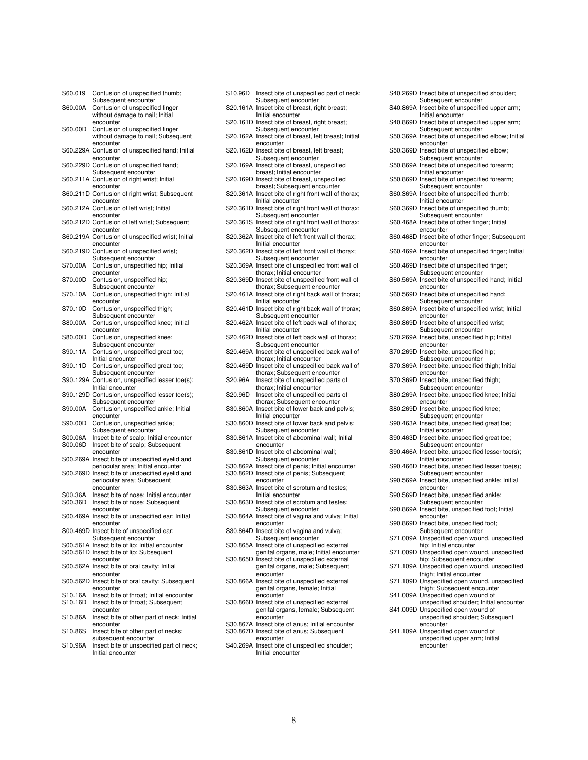S60.019 Contusion of unspecified thumb; Subsequent encounter
S60.00A Contusion of unspecified finger without damage to nail; Initial encounter
S60.00D Contusion of unspecified finger without damage to nail; Subsequent encounter
S60.229A Contusion of unspecified hand; Initial encounter
S60.229D Contusion of unspecified hand; Subsequent encounter
S60.211A Contusion of right wrist; Initial encounter
S60.211D Contusion of right wrist; Subsequent encounter
S60.212A Contusion of left wrist; Initial encounter
S60.212D Contusion of left wrist; Subsequent encounter
S60.219A Contusion of unspecified wrist; Initial encounter
S60.219D Contusion of unspecified wrist; Subsequent encounter
S70.00A Contusion, unspecified hip; Initial encounter
S70.00D Contusion, unspecified hip; Subsequent encounter
S70.10A Contusion, unspecified thigh; Initial encounter
S70.10D Contusion, unspecified thigh; Subsequent encounter
S80.00A Contusion, unspecified knee; Initial encounter
S80.00D Contusion, unspecified knee; Subsequent encounter
S90.11A Contusion, unspecified great toe; Initial encounter
S90.11D Contusion, unspecified great toe; Subsequent encounter
S90.129A Contusion, unspecified lesser toe(s); Initial encounter
S90.129D Contusion, unspecified lesser toe(s); Subsequent encounter
S90.00A Contusion, unspecified ankle; Initial encounter
S90.00D Contusion, unspecified ankle; Subsequent encounter
S00.06A Insect bite of scalp; Initial encounter
S00.06D Insect bite of scalp; Subsequent encounter
S00.269A Insect bite of unspecified eyelid and periocular area; Initial encounter
S00.269D Insect bite of unspecified eyelid and periocular area; Subsequent encounter
S00.36A Insect bite of nose; Initial encounter
S00.36D Insect bite of nose; Subsequent encounter
S00.469A Insect bite of unspecified ear; Initial encounter
S00.469D Insect bite of unspecified ear; Subsequent encounter
S00.561A Insect bite of lip; Initial encounter
S00.561D Insect bite of lip; Subsequent encounter
S00.562A Insect bite of oral cavity; Initial encounter
S00.562D Insect bite of oral cavity; Subsequent encounter
S10.16A Insect bite of throat; Initial encounter
S10.16D Insect bite of throat; Subsequent encounter
S10.86A Insect bite of other part of neck; Initial encounter
S10.86S Insect bite of other part of necks; subsequent encounter
S10.96A Insect bite of unspecified part of neck; Initial encounter
S10.96D Insect bite of unspecified part of neck; Subsequent encounter
S20.161A Insect bite of breast, right breast; Initial encounter
S20.161D Insect bite of breast, right breast; Subsequent encounter
S20.162A Insect bite of breast, left breast; Initial encounter
S20.162D Insect bite of breast, left breast; Subsequent encounter
S20.169A Insect bite of breast, unspecified breast; Initial encounter
S20.169D Insect bite of breast, unspecified breast; Subsequent encounter
S20.361A Insect bite of right front wall of thorax; Initial encounter
S20.361D Insect bite of right front wall of thorax; Subsequent encounter
S20.361S Insect bite of right front wall of thorax; Subsequent encounter
S20.362A Insect bite of left front wall of thorax; Initial encounter
S20.362D Insect bite of left front wall of thorax; Subsequent encounter
S20.369A Insect bite of unspecified front wall of thorax; Initial encounter
S20.369D Insect bite of unspecified front wall of thorax; Subsequent encounter
S20.461A Insect bite of right back wall of thorax; Initial encounter
S20.461D Insect bite of right back wall of thorax; Subsequent encounter
S20.462A Insect bite of left back wall of thorax; Initial encounter
S20.462D Insect bite of left back wall of thorax; Subsequent encounter
S20.469A Insect bite of unspecified back wall of thorax; Initial encounter
S20.469D Insect bite of unspecified back wall of thorax; Subsequent encounter
S20.96A Insect bite of unspecified parts of thorax; Initial encounter
S20.96D Insect bite of unspecified parts of thorax; Subsequent encounter
S30.860A Insect bite of lower back and pelvis; Initial encounter
S30.860D Insect bite of lower back and pelvis; Subsequent encounter
S30.861A Insect bite of abdominal wall; Initial encounter
S30.861D Insect bite of abdominal wall; Subsequent encounter
S30.862A Insect bite of penis; Initial encounter
S30.862D Insect bite of penis; Subsequent encounter
S30.863A Insect bite of scrotum and testes; Initial encounter
S30.863D Insect bite of scrotum and testes; Subsequent encounter
S30.864A Insect bite of vagina and vulva; Initial encounter
S30.864D Insect bite of vagina and vulva; Subsequent encounter
S30.865A Insect bite of unspecified external genital organs, male; Initial encounter
S30.865D Insect bite of unspecified external genital organs, male; Subsequent encounter
S30.866A Insect bite of unspecified external genital organs, female; Initial encounter
S30.866D Insect bite of unspecified external genital organs, female; Subsequent encounter
S30.867A Insect bite of anus; Initial encounter
S30.867D Insect bite of anus; Subsequent encounter
S40.269A Insect bite of unspecified shoulder; Initial encounter
S40.269D Insect bite of unspecified shoulder; Subsequent encounter
S40.869A Insect bite of unspecified upper arm; Initial encounter
S40.869D Insect bite of unspecified upper arm; Subsequent encounter
S50.369A Insect bite of unspecified elbow; Initial encounter
S50.369D Insect bite of unspecified elbow; Subsequent encounter
S50.869A Insect bite of unspecified forearm; Initial encounter
S50.869D Insect bite of unspecified forearm; Subsequent encounter
S60.369A Insect bite of unspecified thumb; Initial encounter
S60.369D Insect bite of unspecified thumb; Subsequent encounter
S60.468A Insect bite of other finger; Initial encounter
S60.468D Insect bite of other finger; Subsequent encounter
S60.469A Insect bite of unspecified finger; Initial encounter
S60.469D Insect bite of unspecified finger; Subsequent encounter
S60.569A Insect bite of unspecified hand; Initial encounter
S60.569D Insect bite of unspecified hand; Subsequent encounter
S60.869A Insect bite of unspecified wrist; Initial encounter
S60.869D Insect bite of unspecified wrist; Subsequent encounter
S70.269A Insect bite, unspecified hip; Initial encounter
S70.269D Insect bite, unspecified hip; Subsequent encounter
S70.369A Insect bite, unspecified thigh; Initial encounter
S70.369D Insect bite, unspecified thigh; Subsequent encounter
S80.269A Insect bite, unspecified knee; Initial encounter
S80.269D Insect bite, unspecified knee; Subsequent encounter
S90.463A Insect bite, unspecified great toe; Initial encounter
S90.463D Insect bite, unspecified great toe; Subsequent encounter
S90.466A Insect bite, unspecified lesser toe(s); Initial encounter
S90.466D Insect bite, unspecified lesser toe(s); Subsequent encounter
S90.569A Insect bite, unspecified ankle; Initial encounter
S90.569D Insect bite, unspecified ankle; Subsequent encounter
S90.869A Insect bite, unspecified foot; Initial encounter
S90.869D Insect bite, unspecified foot; Subsequent encounter
S71.009A Unspecified open wound, unspecified hip; Initial encounter
S71.009D Unspecified open wound, unspecified hip; Subsequent encounter
S71.109A Unspecified open wound, unspecified thigh; Initial encounter
S71.109D Unspecified open wound, unspecified thigh; Subsequent encounter
S41.009A Unspecified open wound of unspecified shoulder; Initial encounter
S41.009D Unspecified open wound of unspecified shoulder; Subsequent encounter
S41.109A Unspecified open wound of unspecified upper arm; Initial encounter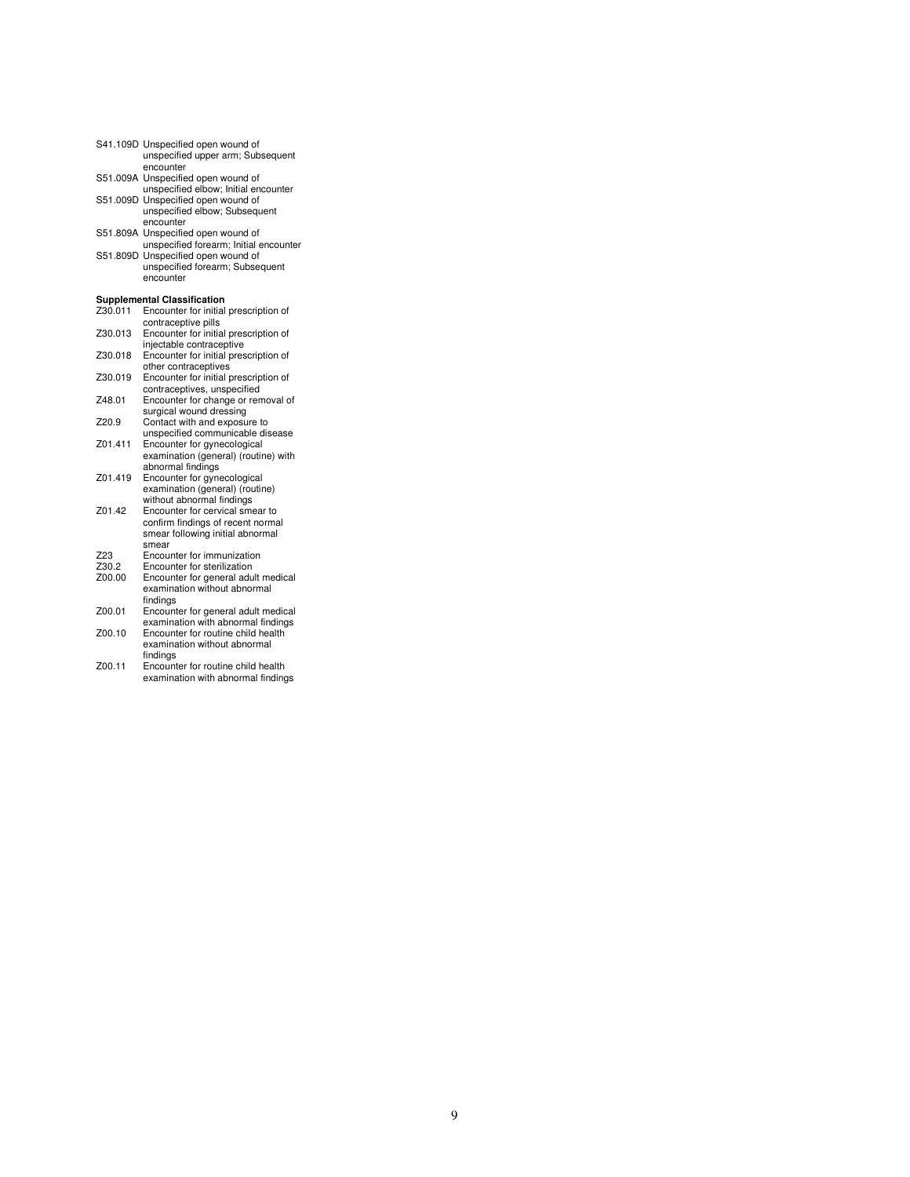S41.109D Unspecified open wound of unspecified upper arm; Subsequent encounter
S51.009A Unspecified open wound of unspecified elbow; Initial encounter
S51.009D Unspecified open wound of unspecified elbow; Subsequent encounter
S51.809A Unspecified open wound of unspecified forearm; Initial encounter
S51.809D Unspecified open wound of unspecified forearm; Subsequent encounter

**Supplemental Classification**

Z30.011 Encounter for initial prescription of contraceptive pills
Z30.013 Encounter for initial prescription of injectable contraceptive
Z30.018 Encounter for initial prescription of other contraceptives
Z30.019 Encounter for initial prescription of contraceptives, unspecified
Z48.01 Encounter for change or removal of surgical wound dressing
Z20.9 Contact with and exposure to unspecified communicable disease
Z01.411 Encounter for gynecological examination (general) (routine) with abnormal findings
Z01.419 Encounter for gynecological examination (general) (routine) without abnormal findings
Z01.42 Encounter for cervical smear to confirm findings of recent normal smear following initial abnormal smear
Z23 Encounter for immunization
Z30.2 Encounter for sterilization
Z00.00 Encounter for general adult medical examination without abnormal findings
Z00.01 Encounter for general adult medical examination with abnormal findings
Z00.10 Encounter for routine child health examination without abnormal findings
Z00.11 Encounter for routine child health examination with abnormal findings